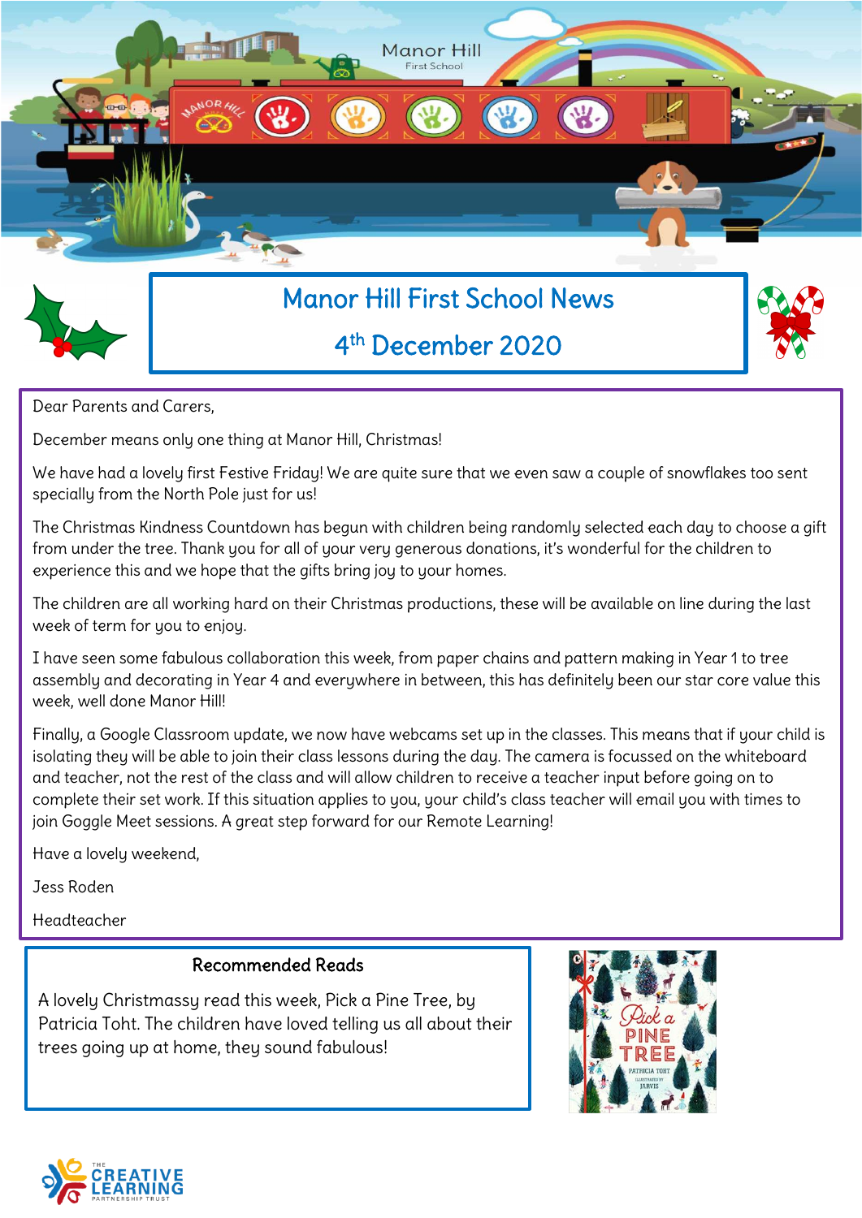# Manor Hill First School News

## 4th December 2020

Dear Parents and Carers,

December means only one thing at Manor Hill, Christmas!

We have had a lovely first Festive Friday! We are quite sure that we even saw a couple of snowflakes too sent specially from the North Pole just for us!

The Christmas Kindness Countdown has begun with children being randomly selected each day to choose a gift from under the tree. Thank you for all of your very generous donations, it's wonderful for the children to experience this and we hope that the gifts bring joy to your homes.

The children are all working hard on their Christmas productions, these will be available on line during the last week of term for you to enjoy.

I have seen some fabulous collaboration this week, from paper chains and pattern making in Year 1 to tree assembly and decorating in Year 4 and everywhere in between, this has definitely been our star core value this week, well done Manor Hill!

Finally, a Google Classroom update, we now have webcams set up in the classes. This means that if your child is isolating they will be able to join their class lessons during the day. The camera is focussed on the whiteboard and teacher, not the rest of the class and will allow children to receive a teacher input before going on to complete their set work. If this situation applies to you, your child's class teacher will email you with times to join Goggle Meet sessions. A great step forward for our Remote Learning!

Have a lovely weekend,

Jess Roden

Headteacher

### Recommended Reads

A lovely Christmassy read this week, Pick a Pine Tree, by Patricia Toht. The children have loved telling us all about their trees going up at home, they sound fabulous!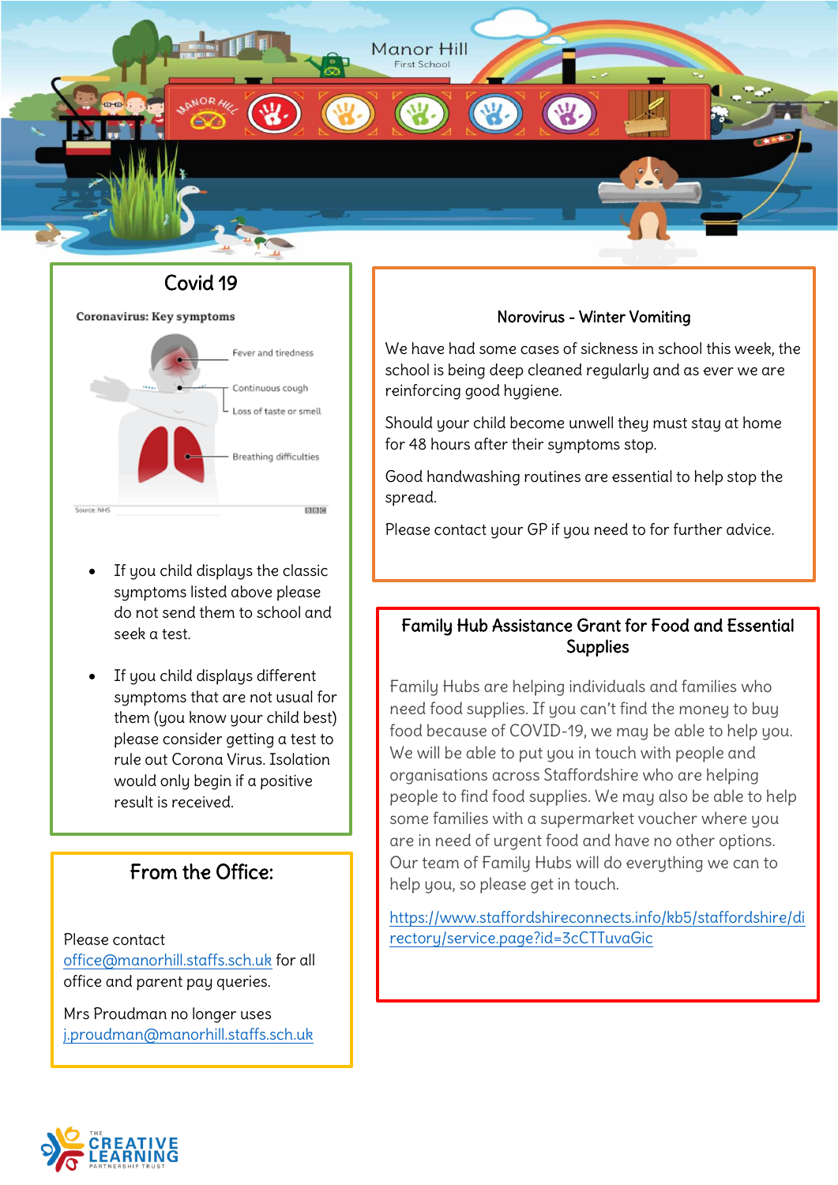## Covid 19

Coronavirus: Key symptoms

Fever and tiredness

Continuous cough

Loss of taste or smell

Breathing difficulties

Source: NHS

BBC

- If you child displays the classic symptoms listed above please do not send them to school and seek a test.
- If you child displays different symptoms that are not usual for them (you know your child best) please consider getting a test to rule out Corona Virus. Isolation would only begin if a positive result is received.

## From the Office:

Please contact office@manorhill.staffs.sch.uk for all office and parent pay queries.

Mrs Proudman no longer uses j.proudman@manorhill.staffs.sch.uk

## Norovirus - Winter Vomiting

We have had some cases of sickness in school this week, the school is being deep cleaned regularly and as ever we are reinforcing good hygiene.

Should your child become unwell they must stay at home for 48 hours after their symptoms stop.

Good handwashing routines are essential to help stop the spread.

Please contact your GP if you need to for further advice.

## Family Hub Assistance Grant for Food and Essential Supplies

Family Hubs are helping individuals and families who need food supplies. If you can't find the money to buy food because of COVID-19, we may be able to help you. We will be able to put you in touch with people and organisations across Staffordshire who are helping people to find food supplies. We may also be able to help some families with a supermarket voucher where you are in need of urgent food and have no other options. Our team of Family Hubs will do everything we can to help you, so please get in touch.

https://www.staffordshireconnects.info/kb5/staffordshire/directory/service.page?id=3cCTTuvaGic